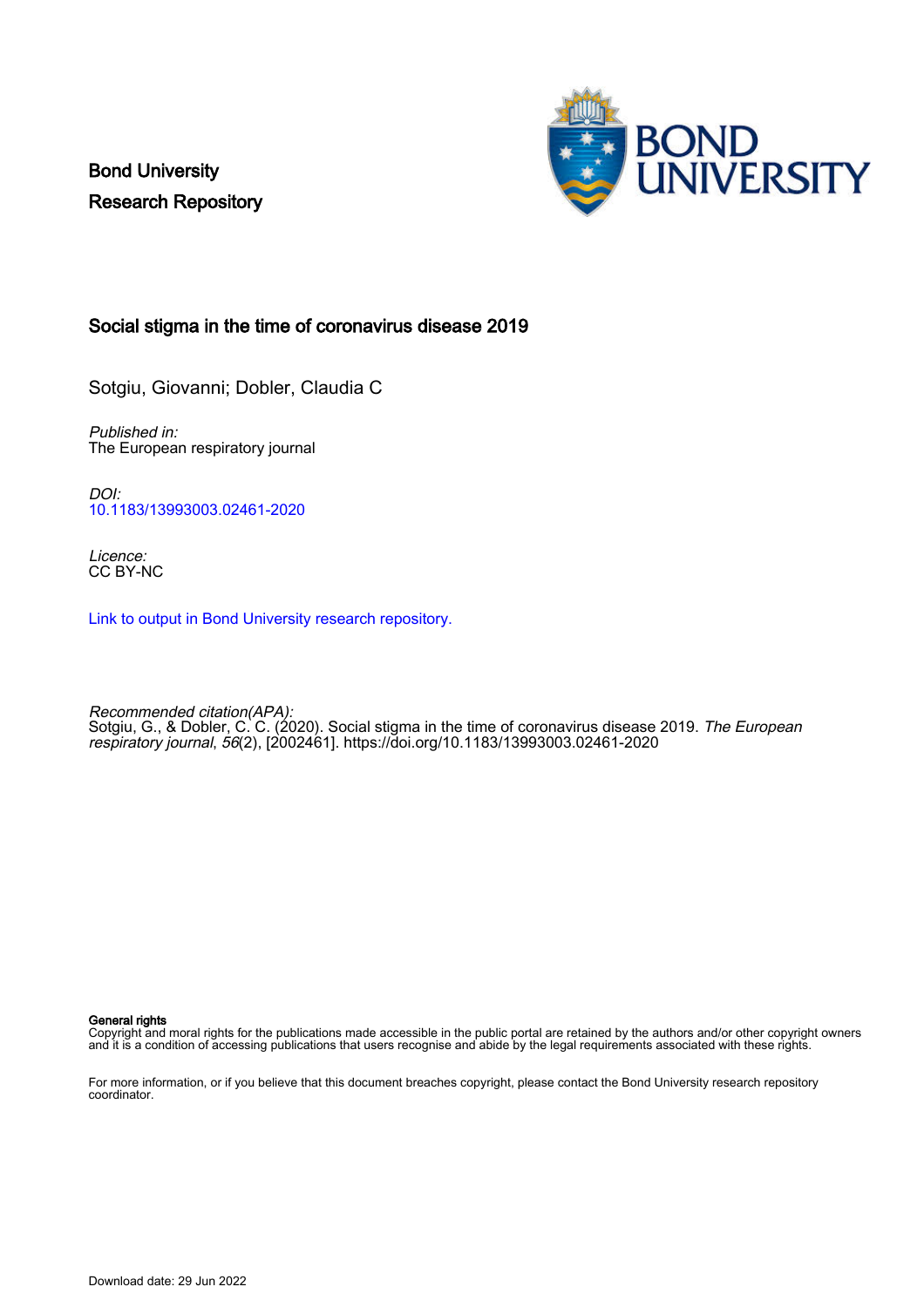Bond University
Research Repository

# Social stigma in the time of coronavirus disease 2019

Sotgiu, Giovanni; Dobler, Claudia C

*Published in:*
The European respiratory journal

*DOI:*
10.1183/13993003.02461-2020

*Licence:*
CC BY-NC

Link to output in Bond University research repository.

*Recommended citation(APA):*
Sotgiu, G., & Dobler, C. C. (2020). Social stigma in the time of coronavirus disease 2019. *The European respiratory journal*, *56*(2), [2002461]. https://doi.org/10.1183/13993003.02461-2020

**General rights**
Copyright and moral rights for the publications made accessible in the public portal are retained by the authors and/or other copyright owners and it is a condition of accessing publications that users recognise and abide by the legal requirements associated with these rights.

For more information, or if you believe that this document breaches copyright, please contact the Bond University research repository coordinator.

Download date: 29 Jun 2022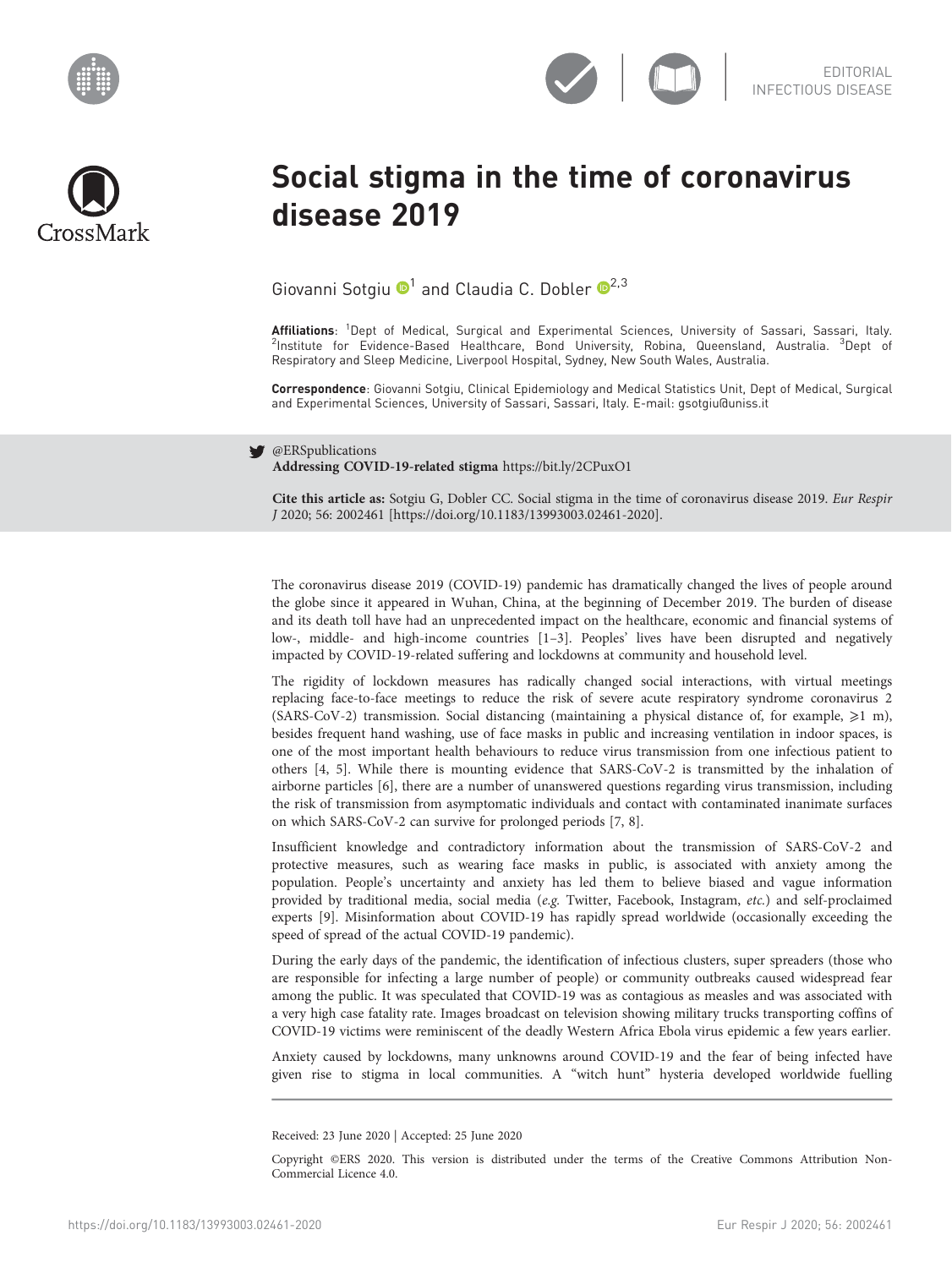EDITORIAL
INFECTIOUS DISEASE

# Social stigma in the time of coronavirus disease 2019

Giovanni Sotgiu[1] and Claudia C. Dobler[2,3]

**Affiliations**: [1]Dept of Medical, Surgical and Experimental Sciences, University of Sassari, Sassari, Italy. [2]Institute for Evidence-Based Healthcare, Bond University, Robina, Queensland, Australia. [3]Dept of Respiratory and Sleep Medicine, Liverpool Hospital, Sydney, New South Wales, Australia.

**Correspondence**: Giovanni Sotgiu, Clinical Epidemiology and Medical Statistics Unit, Dept of Medical, Surgical and Experimental Sciences, University of Sassari, Sassari, Italy. E-mail: gsotgiu@uniss.it

@ERSpublications
**Addressing COVID-19-related stigma** https://bit.ly/2CPuxO1

**Cite this article as:** Sotgiu G, Dobler CC. Social stigma in the time of coronavirus disease 2019. *Eur Respir J* 2020; 56: 2002461 [https://doi.org/10.1183/13993003.02461-2020].

The coronavirus disease 2019 (COVID-19) pandemic has dramatically changed the lives of people around the globe since it appeared in Wuhan, China, at the beginning of December 2019. The burden of disease and its death toll have had an unprecedented impact on the healthcare, economic and financial systems of low-, middle- and high-income countries [1–3]. Peoples' lives have been disrupted and negatively impacted by COVID-19-related suffering and lockdowns at community and household level.

The rigidity of lockdown measures has radically changed social interactions, with virtual meetings replacing face-to-face meetings to reduce the risk of severe acute respiratory syndrome coronavirus 2 (SARS-CoV-2) transmission. Social distancing (maintaining a physical distance of, for example, $\geqslant$1 m), besides frequent hand washing, use of face masks in public and increasing ventilation in indoor spaces, is one of the most important health behaviours to reduce virus transmission from one infectious patient to others [4, 5]. While there is mounting evidence that SARS-CoV-2 is transmitted by the inhalation of airborne particles [6], there are a number of unanswered questions regarding virus transmission, including the risk of transmission from asymptomatic individuals and contact with contaminated inanimate surfaces on which SARS-CoV-2 can survive for prolonged periods [7, 8].

Insufficient knowledge and contradictory information about the transmission of SARS-CoV-2 and protective measures, such as wearing face masks in public, is associated with anxiety among the population. People's uncertainty and anxiety has led them to believe biased and vague information provided by traditional media, social media (*e.g.* Twitter, Facebook, Instagram, *etc.*) and self-proclaimed experts [9]. Misinformation about COVID-19 has rapidly spread worldwide (occasionally exceeding the speed of spread of the actual COVID-19 pandemic).

During the early days of the pandemic, the identification of infectious clusters, super spreaders (those who are responsible for infecting a large number of people) or community outbreaks caused widespread fear among the public. It was speculated that COVID-19 was as contagious as measles and was associated with a very high case fatality rate. Images broadcast on television showing military trucks transporting coffins of COVID-19 victims were reminiscent of the deadly Western Africa Ebola virus epidemic a few years earlier.

Anxiety caused by lockdowns, many unknowns around COVID-19 and the fear of being infected have given rise to stigma in local communities. A "witch hunt" hysteria developed worldwide fuelling

Received: 23 June 2020 | Accepted: 25 June 2020

Copyright ©ERS 2020. This version is distributed under the terms of the Creative Commons Attribution Non-Commercial Licence 4.0.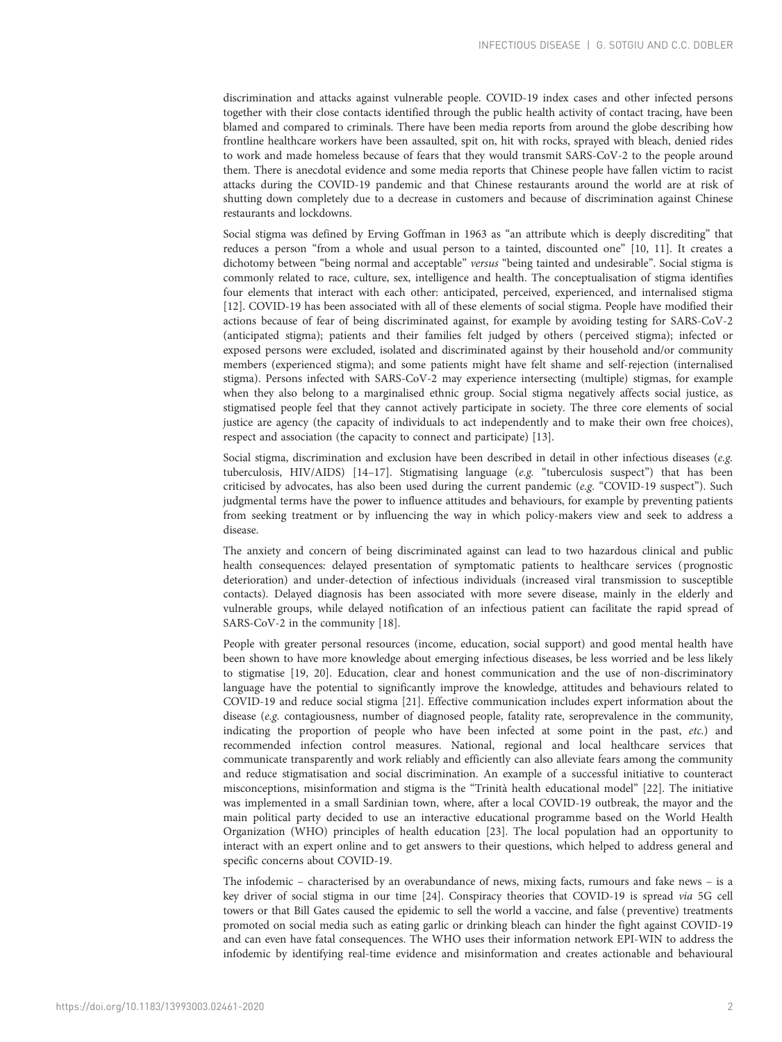discrimination and attacks against vulnerable people. COVID-19 index cases and other infected persons together with their close contacts identified through the public health activity of contact tracing, have been blamed and compared to criminals. There have been media reports from around the globe describing how frontline healthcare workers have been assaulted, spit on, hit with rocks, sprayed with bleach, denied rides to work and made homeless because of fears that they would transmit SARS-CoV-2 to the people around them. There is anecdotal evidence and some media reports that Chinese people have fallen victim to racist attacks during the COVID-19 pandemic and that Chinese restaurants around the world are at risk of shutting down completely due to a decrease in customers and because of discrimination against Chinese restaurants and lockdowns.

Social stigma was defined by Erving Goffman in 1963 as "an attribute which is deeply discrediting" that reduces a person "from a whole and usual person to a tainted, discounted one" [10, 11]. It creates a dichotomy between "being normal and acceptable" *versus* "being tainted and undesirable". Social stigma is commonly related to race, culture, sex, intelligence and health. The conceptualisation of stigma identifies four elements that interact with each other: anticipated, perceived, experienced, and internalised stigma [12]. COVID-19 has been associated with all of these elements of social stigma. People have modified their actions because of fear of being discriminated against, for example by avoiding testing for SARS-CoV-2 (anticipated stigma); patients and their families felt judged by others (perceived stigma); infected or exposed persons were excluded, isolated and discriminated against by their household and/or community members (experienced stigma); and some patients might have felt shame and self-rejection (internalised stigma). Persons infected with SARS-CoV-2 may experience intersecting (multiple) stigmas, for example when they also belong to a marginalised ethnic group. Social stigma negatively affects social justice, as stigmatised people feel that they cannot actively participate in society. The three core elements of social justice are agency (the capacity of individuals to act independently and to make their own free choices), respect and association (the capacity to connect and participate) [13].

Social stigma, discrimination and exclusion have been described in detail in other infectious diseases (*e.g.* tuberculosis, HIV/AIDS) [14–17]. Stigmatising language (*e.g.* "tuberculosis suspect") that has been criticised by advocates, has also been used during the current pandemic (*e.g.* "COVID-19 suspect"). Such judgmental terms have the power to influence attitudes and behaviours, for example by preventing patients from seeking treatment or by influencing the way in which policy-makers view and seek to address a disease.

The anxiety and concern of being discriminated against can lead to two hazardous clinical and public health consequences: delayed presentation of symptomatic patients to healthcare services (prognostic deterioration) and under-detection of infectious individuals (increased viral transmission to susceptible contacts). Delayed diagnosis has been associated with more severe disease, mainly in the elderly and vulnerable groups, while delayed notification of an infectious patient can facilitate the rapid spread of SARS-CoV-2 in the community [18].

People with greater personal resources (income, education, social support) and good mental health have been shown to have more knowledge about emerging infectious diseases, be less worried and be less likely to stigmatise [19, 20]. Education, clear and honest communication and the use of non-discriminatory language have the potential to significantly improve the knowledge, attitudes and behaviours related to COVID-19 and reduce social stigma [21]. Effective communication includes expert information about the disease (*e.g.* contagiousness, number of diagnosed people, fatality rate, seroprevalence in the community, indicating the proportion of people who have been infected at some point in the past, *etc.*) and recommended infection control measures. National, regional and local healthcare services that communicate transparently and work reliably and efficiently can also alleviate fears among the community and reduce stigmatisation and social discrimination. An example of a successful initiative to counteract misconceptions, misinformation and stigma is the "Trinità health educational model" [22]. The initiative was implemented in a small Sardinian town, where, after a local COVID-19 outbreak, the mayor and the main political party decided to use an interactive educational programme based on the World Health Organization (WHO) principles of health education [23]. The local population had an opportunity to interact with an expert online and to get answers to their questions, which helped to address general and specific concerns about COVID-19.

The infodemic – characterised by an overabundance of news, mixing facts, rumours and fake news – is a key driver of social stigma in our time [24]. Conspiracy theories that COVID-19 is spread *via* 5G cell towers or that Bill Gates caused the epidemic to sell the world a vaccine, and false (preventive) treatments promoted on social media such as eating garlic or drinking bleach can hinder the fight against COVID-19 and can even have fatal consequences. The WHO uses their information network EPI-WIN to address the infodemic by identifying real-time evidence and misinformation and creates actionable and behavioural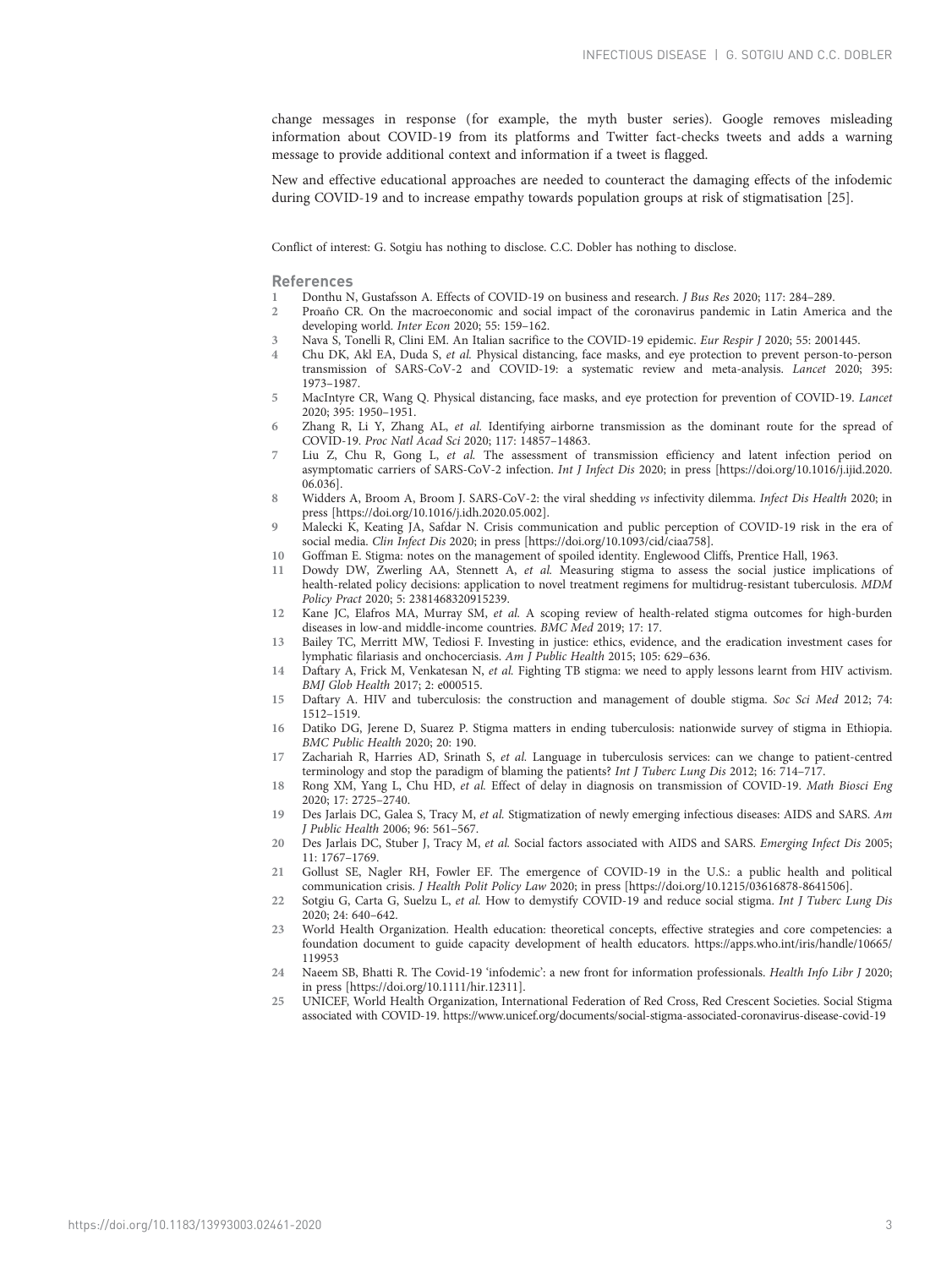change messages in response (for example, the myth buster series). Google removes misleading information about COVID-19 from its platforms and Twitter fact-checks tweets and adds a warning message to provide additional context and information if a tweet is flagged.

New and effective educational approaches are needed to counteract the damaging effects of the infodemic during COVID-19 and to increase empathy towards population groups at risk of stigmatisation [25].

Conflict of interest: G. Sotgiu has nothing to disclose. C.C. Dobler has nothing to disclose.

## References

1. Donthu N, Gustafsson A. Effects of COVID-19 on business and research. *J Bus Res* 2020; 117: 284–289.
2. Proaño CR. On the macroeconomic and social impact of the coronavirus pandemic in Latin America and the developing world. *Inter Econ* 2020; 55: 159–162.
3. Nava S, Tonelli R, Clini EM. An Italian sacrifice to the COVID-19 epidemic. *Eur Respir J* 2020; 55: 2001445.
4. Chu DK, Akl EA, Duda S, *et al.* Physical distancing, face masks, and eye protection to prevent person-to-person transmission of SARS-CoV-2 and COVID-19: a systematic review and meta-analysis. *Lancet* 2020; 395: 1973–1987.
5. MacIntyre CR, Wang Q. Physical distancing, face masks, and eye protection for prevention of COVID-19. *Lancet* 2020; 395: 1950–1951.
6. Zhang R, Li Y, Zhang AL, *et al.* Identifying airborne transmission as the dominant route for the spread of COVID-19. *Proc Natl Acad Sci* 2020; 117: 14857–14863.
7. Liu Z, Chu R, Gong L, *et al.* The assessment of transmission efficiency and latent infection period on asymptomatic carriers of SARS-CoV-2 infection. *Int J Infect Dis* 2020; in press [https://doi.org/10.1016/j.ijid.2020.06.036].
8. Widders A, Broom A, Broom J. SARS-CoV-2: the viral shedding *vs* infectivity dilemma. *Infect Dis Health* 2020; in press [https://doi.org/10.1016/j.idh.2020.05.002].
9. Malecki K, Keating JA, Safdar N. Crisis communication and public perception of COVID-19 risk in the era of social media. *Clin Infect Dis* 2020; in press [https://doi.org/10.1093/cid/ciaa758].
10. Goffman E. Stigma: notes on the management of spoiled identity. Englewood Cliffs, Prentice Hall, 1963.
11. Dowdy DW, Zwerling AA, Stennett A, *et al.* Measuring stigma to assess the social justice implications of health-related policy decisions: application to novel treatment regimens for multidrug-resistant tuberculosis. *MDM Policy Pract* 2020; 5: 2381468320915239.
12. Kane JC, Elafros MA, Murray SM, *et al.* A scoping review of health-related stigma outcomes for high-burden diseases in low-and middle-income countries. *BMC Med* 2019; 17: 17.
13. Bailey TC, Merritt MW, Tediosi F. Investing in justice: ethics, evidence, and the eradication investment cases for lymphatic filariasis and onchocerciasis. *Am J Public Health* 2015; 105: 629–636.
14. Daftary A, Frick M, Venkatesan N, *et al.* Fighting TB stigma: we need to apply lessons learnt from HIV activism. *BMJ Glob Health* 2017; 2: e000515.
15. Daftary A. HIV and tuberculosis: the construction and management of double stigma. *Soc Sci Med* 2012; 74: 1512–1519.
16. Datiko DG, Jerene D, Suarez P. Stigma matters in ending tuberculosis: nationwide survey of stigma in Ethiopia. *BMC Public Health* 2020; 20: 190.
17. Zachariah R, Harries AD, Srinath S, *et al.* Language in tuberculosis services: can we change to patient-centred terminology and stop the paradigm of blaming the patients? *Int J Tuberc Lung Dis* 2012; 16: 714–717.
18. Rong XM, Yang L, Chu HD, *et al.* Effect of delay in diagnosis on transmission of COVID-19. *Math Biosci Eng* 2020; 17: 2725–2740.
19. Des Jarlais DC, Galea S, Tracy M, *et al.* Stigmatization of newly emerging infectious diseases: AIDS and SARS. *Am J Public Health* 2006; 96: 561–567.
20. Des Jarlais DC, Stuber J, Tracy M, *et al.* Social factors associated with AIDS and SARS. *Emerging Infect Dis* 2005; 11: 1767–1769.
21. Gollust SE, Nagler RH, Fowler EF. The emergence of COVID-19 in the U.S.: a public health and political communication crisis. *J Health Polit Policy Law* 2020; in press [https://doi.org/10.1215/03616878-8641506].
22. Sotgiu G, Carta G, Suelzu L, *et al.* How to demystify COVID-19 and reduce social stigma. *Int J Tuberc Lung Dis* 2020; 24: 640–642.
23. World Health Organization. Health education: theoretical concepts, effective strategies and core competencies: a foundation document to guide capacity development of health educators. https://apps.who.int/iris/handle/10665/119953
24. Naeem SB, Bhatti R. The Covid-19 'infodemic': a new front for information professionals. *Health Info Libr J* 2020; in press [https://doi.org/10.1111/hir.12311].
25. UNICEF, World Health Organization, International Federation of Red Cross, Red Crescent Societies. Social Stigma associated with COVID-19. https://www.unicef.org/documents/social-stigma-associated-coronavirus-disease-covid-19